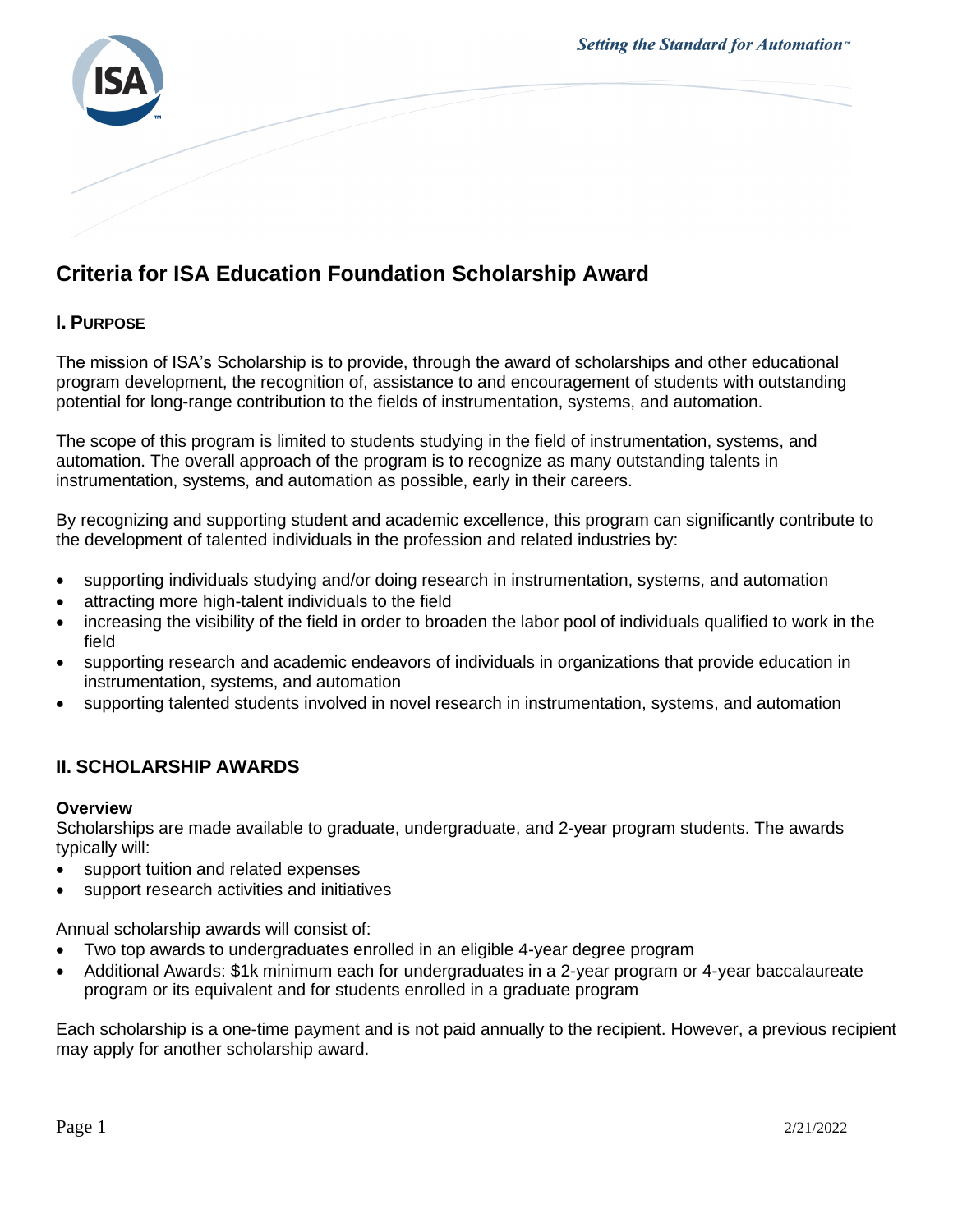# Criteria for ISA Education Foundation Scholarship Award

## I. Purpose

The mission of ISA's Scholarship is to provide, through the award of scholarships and other educational program development, the recognition of, assistance to and encouragement of students with outstanding potential for long-range contribution to the fields of instrumentation, systems, and automation.

The scope of this program is limited to students studying in the field of instrumentation, systems, and automation. The overall approach of the program is to recognize as many outstanding talents in instrumentation, systems, and automation as possible, early in their careers.

By recognizing and supporting student and academic excellence, this program can significantly contribute to the development of talented individuals in the profession and related industries by:

- supporting individuals studying and/or doing research in instrumentation, systems, and automation
- attracting more high-talent individuals to the field
- increasing the visibility of the field in order to broaden the labor pool of individuals qualified to work in the field
- supporting research and academic endeavors of individuals in organizations that provide education in instrumentation, systems, and automation
- supporting talented students involved in novel research in instrumentation, systems, and automation

## II. SCHOLARSHIP AWARDS

### Overview

Scholarships are made available to graduate, undergraduate, and 2-year program students. The awards typically will:

- support tuition and related expenses
- support research activities and initiatives

Annual scholarship awards will consist of:

- Two top awards to undergraduates enrolled in an eligible 4-year degree program
- Additional Awards: $1k minimum each for undergraduates in a 2-year program or 4-year baccalaureate program or its equivalent and for students enrolled in a graduate program

Each scholarship is a one-time payment and is not paid annually to the recipient. However, a previous recipient may apply for another scholarship award.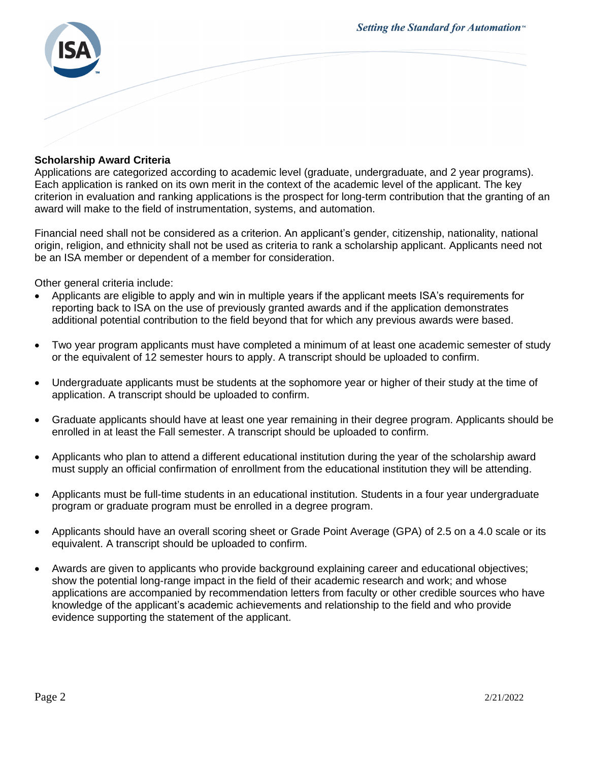**Scholarship Award Criteria**

Applications are categorized according to academic level (graduate, undergraduate, and 2 year programs). Each application is ranked on its own merit in the context of the academic level of the applicant. The key criterion in evaluation and ranking applications is the prospect for long-term contribution that the granting of an award will make to the field of instrumentation, systems, and automation.

Financial need shall not be considered as a criterion. An applicant's gender, citizenship, nationality, national origin, religion, and ethnicity shall not be used as criteria to rank a scholarship applicant. Applicants need not be an ISA member or dependent of a member for consideration.

Other general criteria include:

- Applicants are eligible to apply and win in multiple years if the applicant meets ISA's requirements for reporting back to ISA on the use of previously granted awards and if the application demonstrates additional potential contribution to the field beyond that for which any previous awards were based.
- Two year program applicants must have completed a minimum of at least one academic semester of study or the equivalent of 12 semester hours to apply. A transcript should be uploaded to confirm.
- Undergraduate applicants must be students at the sophomore year or higher of their study at the time of application. A transcript should be uploaded to confirm.
- Graduate applicants should have at least one year remaining in their degree program. Applicants should be enrolled in at least the Fall semester. A transcript should be uploaded to confirm.
- Applicants who plan to attend a different educational institution during the year of the scholarship award must supply an official confirmation of enrollment from the educational institution they will be attending.
- Applicants must be full-time students in an educational institution. Students in a four year undergraduate program or graduate program must be enrolled in a degree program.
- Applicants should have an overall scoring sheet or Grade Point Average (GPA) of 2.5 on a 4.0 scale or its equivalent. A transcript should be uploaded to confirm.
- Awards are given to applicants who provide background explaining career and educational objectives; show the potential long-range impact in the field of their academic research and work; and whose applications are accompanied by recommendation letters from faculty or other credible sources who have knowledge of the applicant's academic achievements and relationship to the field and who provide evidence supporting the statement of the applicant.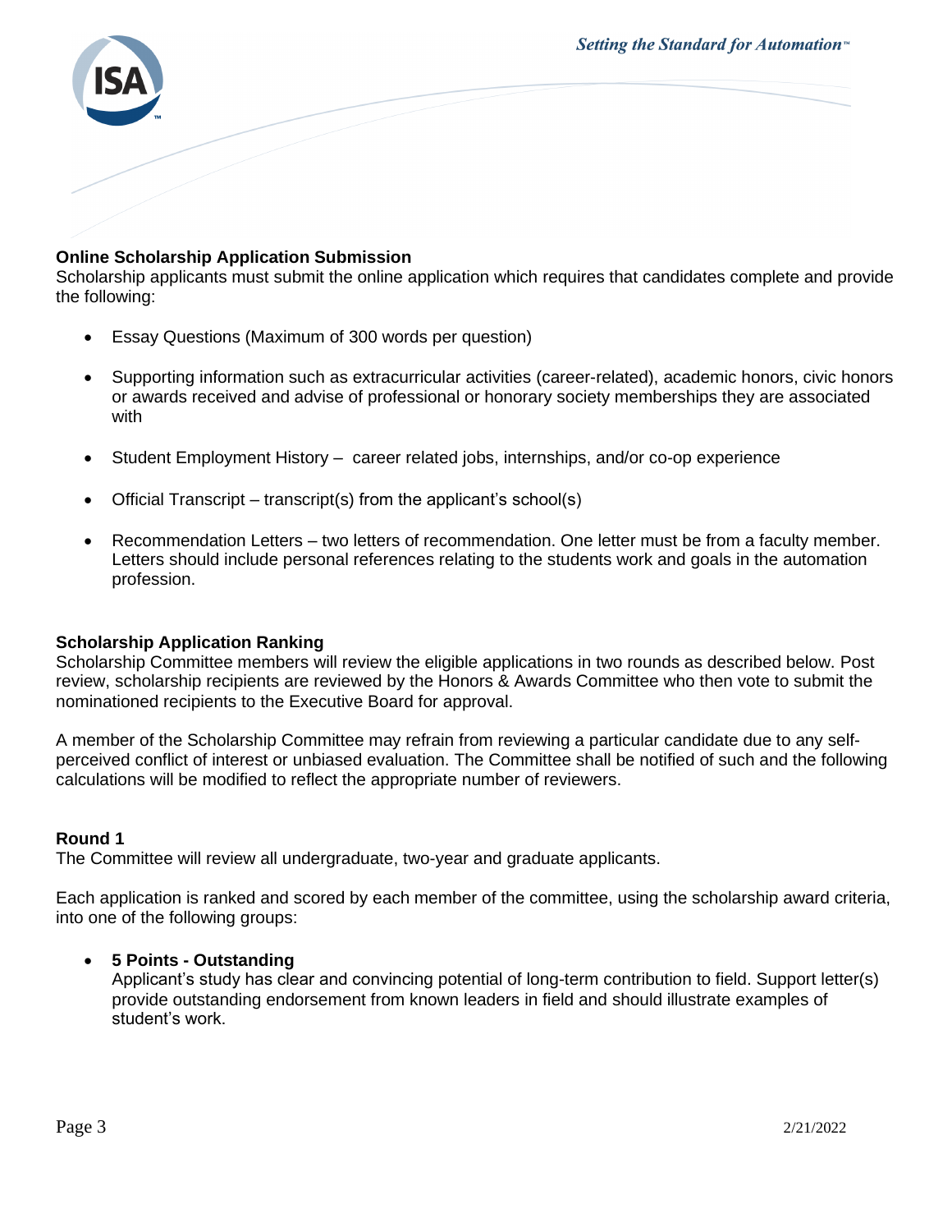**Online Scholarship Application Submission**

Scholarship applicants must submit the online application which requires that candidates complete and provide the following:

- Essay Questions (Maximum of 300 words per question)
- Supporting information such as extracurricular activities (career-related), academic honors, civic honors or awards received and advise of professional or honorary society memberships they are associated with
- Student Employment History – career related jobs, internships, and/or co-op experience
- Official Transcript – transcript(s) from the applicant's school(s)
- Recommendation Letters – two letters of recommendation. One letter must be from a faculty member. Letters should include personal references relating to the students work and goals in the automation profession.

**Scholarship Application Ranking**

Scholarship Committee members will review the eligible applications in two rounds as described below. Post review, scholarship recipients are reviewed by the Honors & Awards Committee who then vote to submit the nominationed recipients to the Executive Board for approval.

A member of the Scholarship Committee may refrain from reviewing a particular candidate due to any self-perceived conflict of interest or unbiased evaluation. The Committee shall be notified of such and the following calculations will be modified to reflect the appropriate number of reviewers.

**Round 1**

The Committee will review all undergraduate, two-year and graduate applicants.

Each application is ranked and scored by each member of the committee, using the scholarship award criteria, into one of the following groups:

- **5 Points - Outstanding**
  Applicant's study has clear and convincing potential of long-term contribution to field. Support letter(s) provide outstanding endorsement from known leaders in field and should illustrate examples of student's work.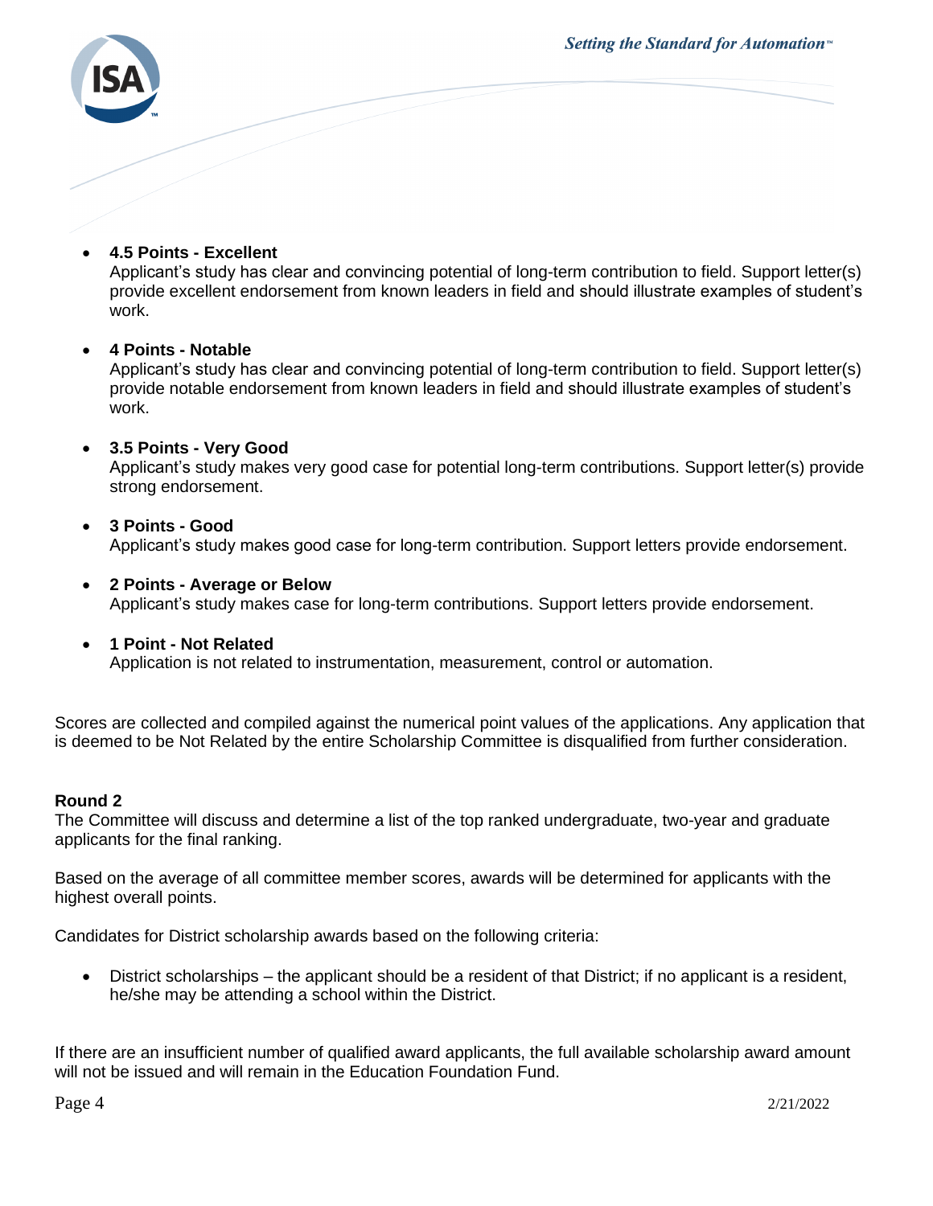- **4.5 Points - Excellent**
  Applicant's study has clear and convincing potential of long-term contribution to field. Support letter(s) provide excellent endorsement from known leaders in field and should illustrate examples of student's work.

- **4 Points - Notable**
  Applicant's study has clear and convincing potential of long-term contribution to field. Support letter(s) provide notable endorsement from known leaders in field and should illustrate examples of student's work.

- **3.5 Points - Very Good**
  Applicant's study makes very good case for potential long-term contributions. Support letter(s) provide strong endorsement.

- **3 Points - Good**
  Applicant's study makes good case for long-term contribution. Support letters provide endorsement.

- **2 Points - Average or Below**
  Applicant's study makes case for long-term contributions. Support letters provide endorsement.

- **1 Point - Not Related**
  Application is not related to instrumentation, measurement, control or automation.

Scores are collected and compiled against the numerical point values of the applications. Any application that is deemed to be Not Related by the entire Scholarship Committee is disqualified from further consideration.

**Round 2**

The Committee will discuss and determine a list of the top ranked undergraduate, two-year and graduate applicants for the final ranking.

Based on the average of all committee member scores, awards will be determined for applicants with the highest overall points.

Candidates for District scholarship awards based on the following criteria:

- District scholarships – the applicant should be a resident of that District; if no applicant is a resident, he/she may be attending a school within the District.

If there are an insufficient number of qualified award applicants, the full available scholarship award amount will not be issued and will remain in the Education Foundation Fund.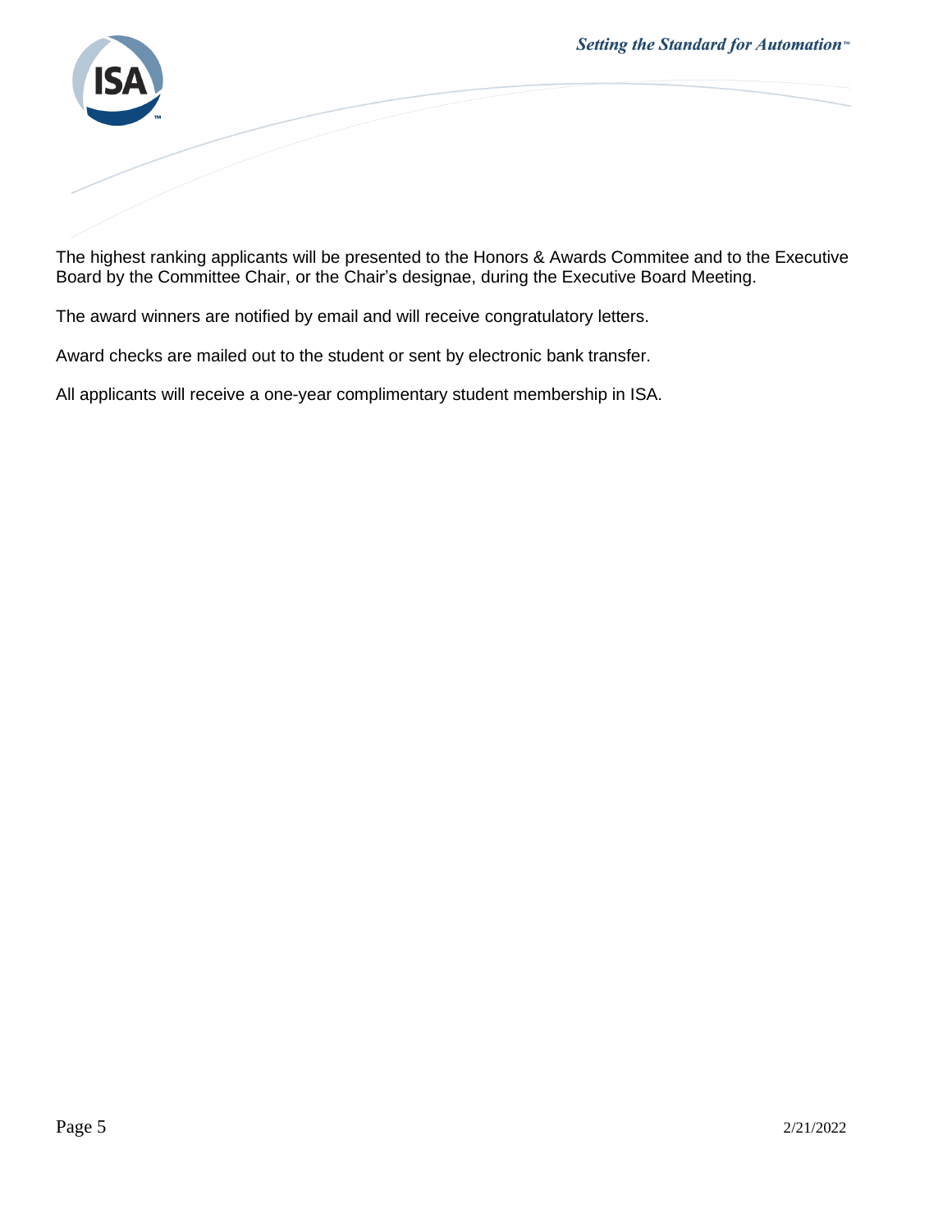The highest ranking applicants will be presented to the Honors & Awards Commitee and to the Executive Board by the Committee Chair, or the Chair's designae, during the Executive Board Meeting.

The award winners are notified by email and will receive congratulatory letters.

Award checks are mailed out to the student or sent by electronic bank transfer.

All applicants will receive a one-year complimentary student membership in ISA.